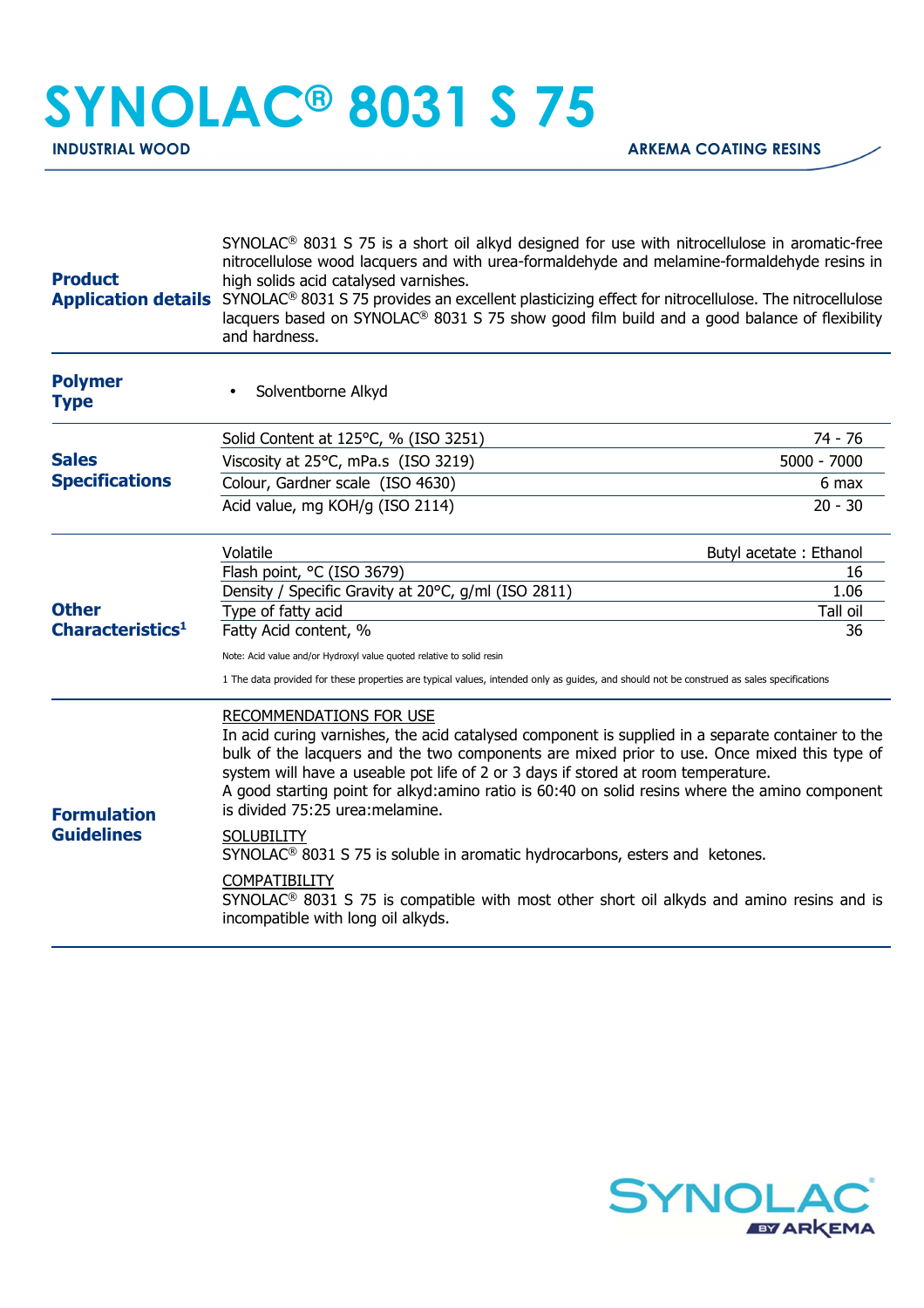# SYNOLAC® 8031 S 75

**INDUSTRIAL WOOD** | **ARKEMA COATING RESINS**

## Product Application details

SYNOLAC® 8031 S 75 is a short oil alkyd designed for use with nitrocellulose in aromatic-free nitrocellulose wood lacquers and with urea-formaldehyde and melamine-formaldehyde resins in high solids acid catalysed varnishes.
SYNOLAC® 8031 S 75 provides an excellent plasticizing effect for nitrocellulose. The nitrocellulose lacquers based on SYNOLAC® 8031 S 75 show good film build and a good balance of flexibility and hardness.

## Polymer Type

- Solventborne Alkyd

## Sales Specifications

| Property | Value |
|---|---|
| Solid Content at 125°C, % (ISO 3251) | 74 - 76 |
| Viscosity at 25°C, mPa.s (ISO 3219) | 5000 - 7000 |
| Colour, Gardner scale (ISO 4630) | 6 max |
| Acid value, mg KOH/g (ISO 2114) | 20 - 30 |

## Other Characteristics[1]

| Property | Value |
|---|---|
| Volatile | Butyl acetate : Ethanol |
| Flash point, °C (ISO 3679) | 16 |
| Density / Specific Gravity at 20°C, g/ml (ISO 2811) | 1.06 |
| Type of fatty acid | Tall oil |
| Fatty Acid content, % | 36 |

Note: Acid value and/or Hydroxyl value quoted relative to solid resin

1 The data provided for these properties are typical values, intended only as guides, and should not be construed as sales specifications

## Formulation Guidelines

RECOMMENDATIONS FOR USE

In acid curing varnishes, the acid catalysed component is supplied in a separate container to the bulk of the lacquers and the two components are mixed prior to use. Once mixed this type of system will have a useable pot life of 2 or 3 days if stored at room temperature.
A good starting point for alkyd:amino ratio is 60:40 on solid resins where the amino component is divided 75:25 urea:melamine.

SOLUBILITY

SYNOLAC® 8031 S 75 is soluble in aromatic hydrocarbons, esters and ketones.

COMPATIBILITY

SYNOLAC® 8031 S 75 is compatible with most other short oil alkyds and amino resins and is incompatible with long oil alkyds.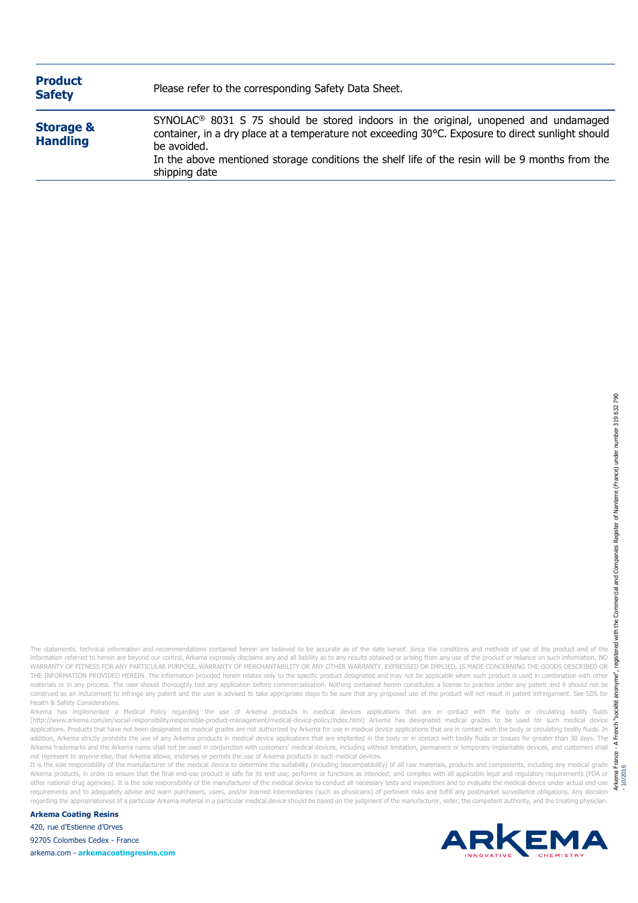| | |
|---|---|
| **Product Safety** | Please refer to the corresponding Safety Data Sheet. |
| **Storage & Handling** | SYNOLAC® 8031 S 75 should be stored indoors in the original, unopened and undamaged container, in a dry place at a temperature not exceeding 30°C. Exposure to direct sunlight should be avoided.<br>In the above mentioned storage conditions the shelf life of the resin will be 9 months from the shipping date |

The statements, technical information and recommendations contained herein are believed to be accurate as of the date hereof. Since the conditions and methods of use of the product and of the information referred to herein are beyond our control, Arkema expressly disclaims any and all liability as to any results obtained or arising from any use of the product or reliance on such information; NO WARRANTY OF FITNESS FOR ANY PARTICULAR PURPOSE, WARRANTY OF MERCHANTABILITY OR ANY OTHER WARRANTY, EXPRESSED OR IMPLIED, IS MADE CONCERNING THE GOODS DESCRIBED OR THE INFORMATION PROVIDED HEREIN. The information provided herein relates only to the specific product designated and may not be applicable when such product is used in combination with other materials or in any process. The user should thoroughly test any application before commercialization. Nothing contained herein constitutes a license to practice under any patent and it should not be construed as an inducement to infringe any patent and the user is advised to take appropriate steps to be sure that any proposed use of the product will not result in patent infringement. See SDS for Health & Safety Considerations.

Arkema has implemented a Medical Policy regarding the use of Arkema products in medical devices applications that are in contact with the body or circulating bodily fluids (http://www.arkema.com/en/social-responsibility/responsible-product-management/medical-device-policy/index.html) Arkema has designated medical grades to be used for such medical device applications. Products that have not been designated as medical grades are not authorized by Arkema for use in medical device applications that are in contact with the body or circulating bodily fluids. In addition, Arkema strictly prohibits the use of any Arkema products in medical device applications that are implanted in the body or in contact with bodily fluids or tissues for greater than 30 days. The Arkema trademarks and the Arkema name shall not be used in conjunction with customers' medical devices, including without limitation, permanent or temporary implantable devices, and customers shall not represent to anyone else, that Arkema allows, endorses or permits the use of Arkema products in such medical devices.

It is the sole responsibility of the manufacturer of the medical device to determine the suitability (including biocompatibility) of all raw materials, products and components, including any medical grade Arkema products, in order to ensure that the final end-use product is safe for its end use; performs or functions as intended; and complies with all applicable legal and regulatory requirements (FDA or other national drug agencies). It is the sole responsibility of the manufacturer of the medical device to conduct all necessary tests and inspections and to evaluate the medical device under actual end-use requirements and to adequately advise and warn purchasers, users, and/or learned intermediaries (such as physicians) of pertinent risks and fulfill any postmarket surveillance obligations. Any decision regarding the appropriateness of a particular Arkema material in a particular medical device should be based on the judgment of the manufacturer, seller, the competent authority, and the treating physician.

**Arkema Coating Resins**
420, rue d'Estienne d'Orves
92705 Colombes Cedex - France
arkema.com - **arkemacoatingresins.com**

Arkema France - A French "société anonyme", registered with the Commercial and Companies Register of Nanterre (France) under number 319 632 790 - 10/2016